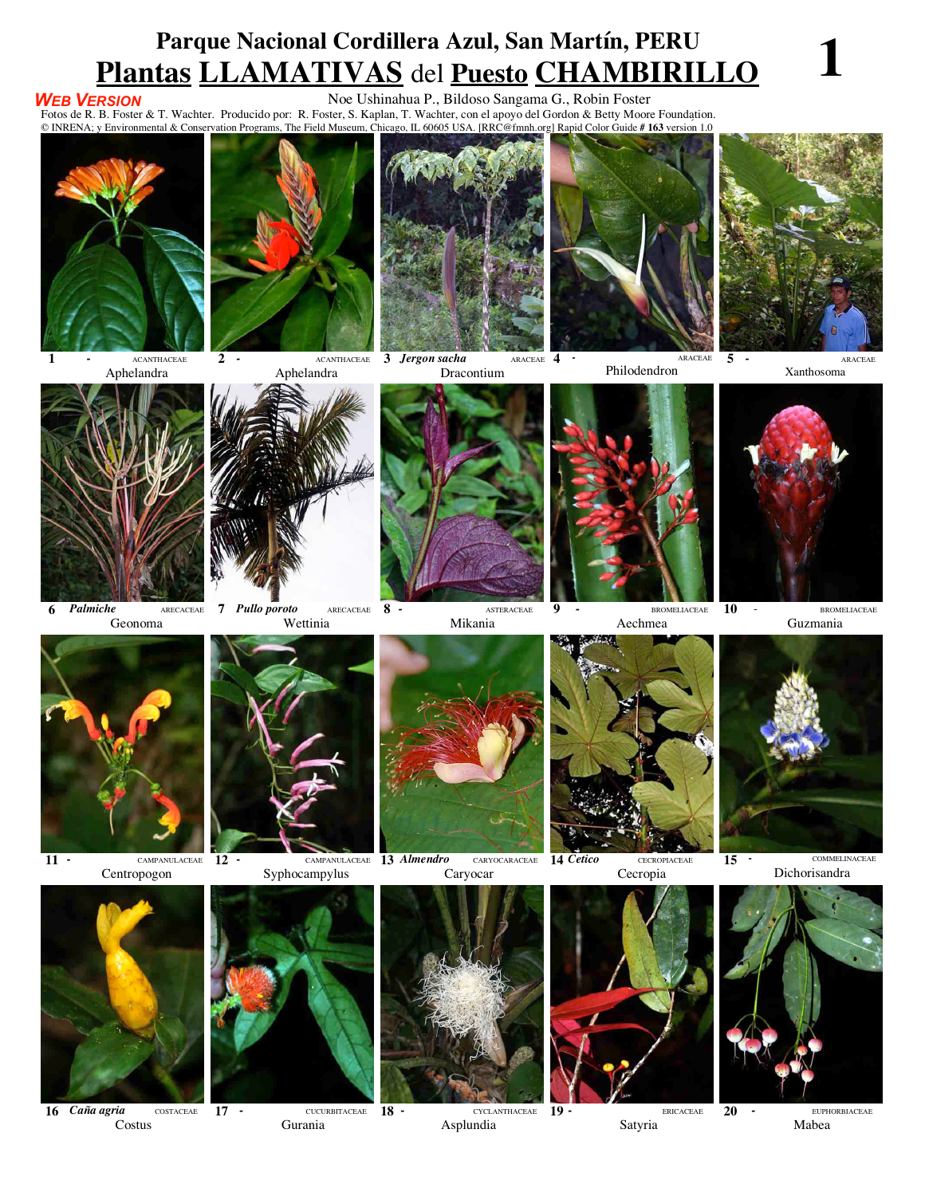# Parque Nacional Cordillera Azul, San Martín, PERU

## Plantas LLAMATIVAS del Puesto CHAMBIRILLO

1

**WEB VERSION**

Noe Ushinahua P., Bildoso Sangama G., Robin Foster

Fotos de R. B. Foster & T. Wachter. Producido por: R. Foster, S. Kaplan, T. Wachter, con el apoyo del Gordon & Betty Moore Foundation.

© INRENA; y Environmental & Conservation Programs, The Field Museum, Chicago, IL 60605 USA. [RRC@fmnh.org] Rapid Color Guide **# 163** version 1.0

1 - ACANTHACEAE
Aphelandra

2 - ACANTHACEAE
Aphelandra

3 *Jergon sacha* ARACEAE
Dracontium

4 - ARACEAE
Philodendron

5 - ARACEAE
Xanthosoma

6 *Palmiche* ARECACEAE
Geonoma

7 *Pullo poroto* ARECACEAE
Wettinia

8 - ASTERACEAE
Mikania

9 - BROMELIACEAE
Aechmea

10 - BROMELIACEAE
Guzmania

11 - CAMPANULACEAE
Centropogon

12 - CAMPANULACEAE
Syphocampylus

13 *Almendro* CARYOCARACEAE
Caryocar

14 *Cetico* CECROPIACEAE
Cecropia

15 - COMMELINACEAE
Dichorisandra

16 *Caña agria* COSTACEAE
Costus

17 - CUCURBITACEAE
Gurania

18 - CYCLANTHACEAE
Asplundia

19 - ERICACEAE
Satyria

20 - EUPHORBIACEAE
Mabea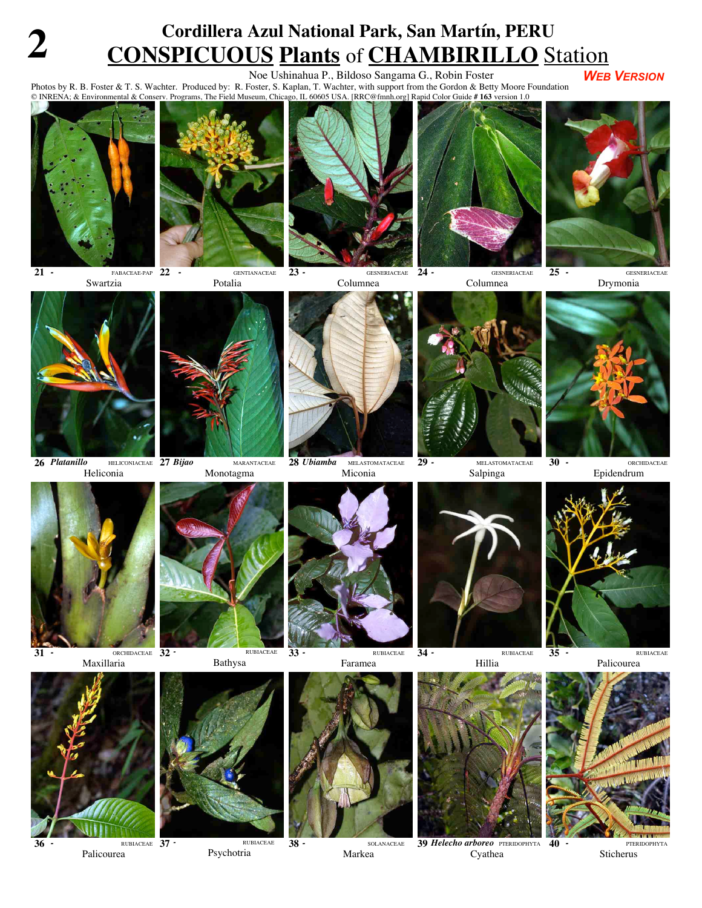# Cordillera Azul National Park, San Martín, PERU

## CONSPICUOUS Plants of CHAMBIRILLO Station

Noe Ushinahua P., Bildoso Sangama G., Robin Foster

*WEB VERSION*

Photos by R. B. Foster & T. S. Wachter. Produced by: R. Foster, S. Kaplan, T. Wachter, with support from the Gordon & Betty Moore Foundation
© INRENA; & Environmental & Conserv. Programs, The Field Museum, Chicago, IL 60605 USA. [RRC@fmnh.org] Rapid Color Guide **# 163** version 1.0

**21 -** FABACEAE-PAP
Swartzia

**22 -** GENTIANACEAE
Potalia

**23 -** GESNERIACEAE
Columnea

**24 -** GESNERIACEAE
Columnea

**25 -** GESNERIACEAE
Drymonia

**26** ***Platanillo*** HELICONIACEAE
Heliconia

**27** ***Bijao*** MARANTACEAE
Monotagma

**28** ***Ubiamba*** MELASTOMATACEAE
Miconia

**29 -** MELASTOMATACEAE
Salpinga

**30 -** ORCHIDACEAE
Epidendrum

**31 -** ORCHIDACEAE
Maxillaria

**32 -** RUBIACEAE
Bathysa

**33 -** RUBIACEAE
Faramea

**34 -** RUBIACEAE
Hillia

**35 -** RUBIACEAE
Palicourea

**36 -** RUBIACEAE
Palicourea

**37 -** RUBIACEAE
Psychotria

**38 -** SOLANACEAE
Markea

**39** ***Helecho arboreo*** PTERIDOPHYTA
Cyathea

**40 -** PTERIDOPHYTA
Sticherus